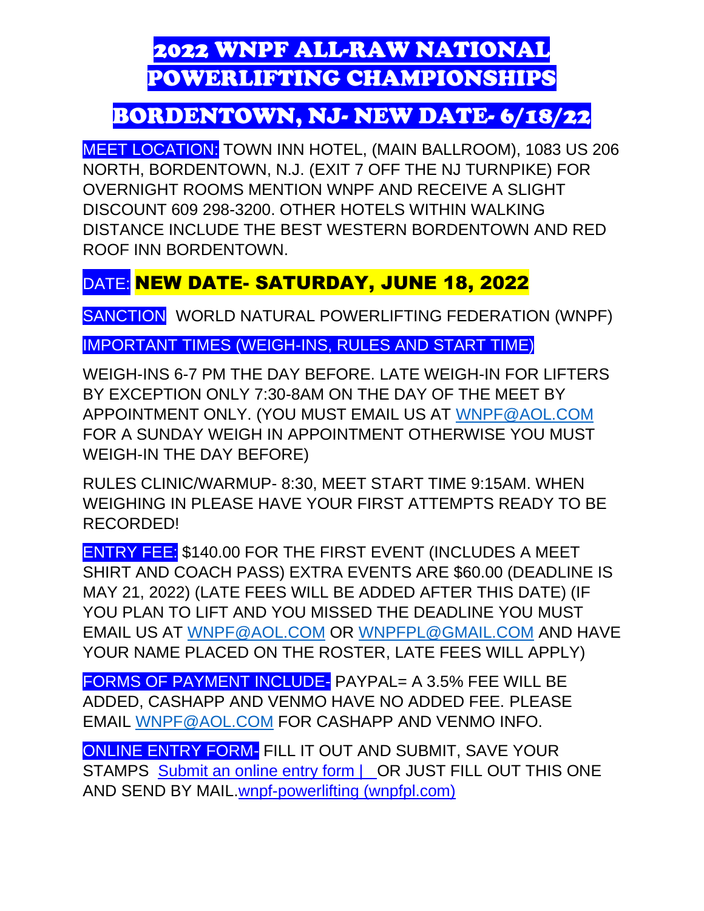# 2022 WNPF ALL-RAW NATIONAL POWERLIFTING CHAMPIONSHIPS

## BORDENTOWN, NJ- NEW DATE- 6/18/22

**MEET LOCATION:** TOWN INN HOTEL, (MAIN BALLROOM), 1083 US 206 NORTH, BORDENTOWN, N.J. (EXIT 7 OFF THE NJ TURNPIKE) FOR OVERNIGHT ROOMS MENTION WNPF AND RECEIVE A SLIGHT DISCOUNT 609 298-3200. OTHER HOTELS WITHIN WALKING DISTANCE INCLUDE THE BEST WESTERN BORDENTOWN AND RED ROOF INN BORDENTOWN.

**DATE:** **NEW DATE- SATURDAY, JUNE 18, 2022**

**SANCTION** WORLD NATURAL POWERLIFTING FEDERATION (WNPF)

**IMPORTANT TIMES (WEIGH-INS, RULES AND START TIME)**

WEIGH-INS 6-7 PM THE DAY BEFORE. LATE WEIGH-IN FOR LIFTERS BY EXCEPTION ONLY 7:30-8AM ON THE DAY OF THE MEET BY APPOINTMENT ONLY. (YOU MUST EMAIL US AT WNPF@AOL.COM FOR A SUNDAY WEIGH IN APPOINTMENT OTHERWISE YOU MUST WEIGH-IN THE DAY BEFORE)

RULES CLINIC/WARMUP- 8:30, MEET START TIME 9:15AM. WHEN WEIGHING IN PLEASE HAVE YOUR FIRST ATTEMPTS READY TO BE RECORDED!

**ENTRY FEE:** $140.00 FOR THE FIRST EVENT (INCLUDES A MEET SHIRT AND COACH PASS) EXTRA EVENTS ARE $60.00 (DEADLINE IS MAY 21, 2022) (LATE FEES WILL BE ADDED AFTER THIS DATE) (IF YOU PLAN TO LIFT AND YOU MISSED THE DEADLINE YOU MUST EMAIL US AT WNPF@AOL.COM OR WNPFPL@GMAIL.COM AND HAVE YOUR NAME PLACED ON THE ROSTER, LATE FEES WILL APPLY)

**FORMS OF PAYMENT INCLUDE-** PAYPAL= A 3.5% FEE WILL BE ADDED, CASHAPP AND VENMO HAVE NO ADDED FEE. PLEASE EMAIL WNPF@AOL.COM FOR CASHAPP AND VENMO INFO.

**ONLINE ENTRY FORM-** FILL IT OUT AND SUBMIT, SAVE YOUR STAMPS Submit an online entry form | OR JUST FILL OUT THIS ONE AND SEND BY MAIL.wnpf-powerlifting (wnpfpl.com)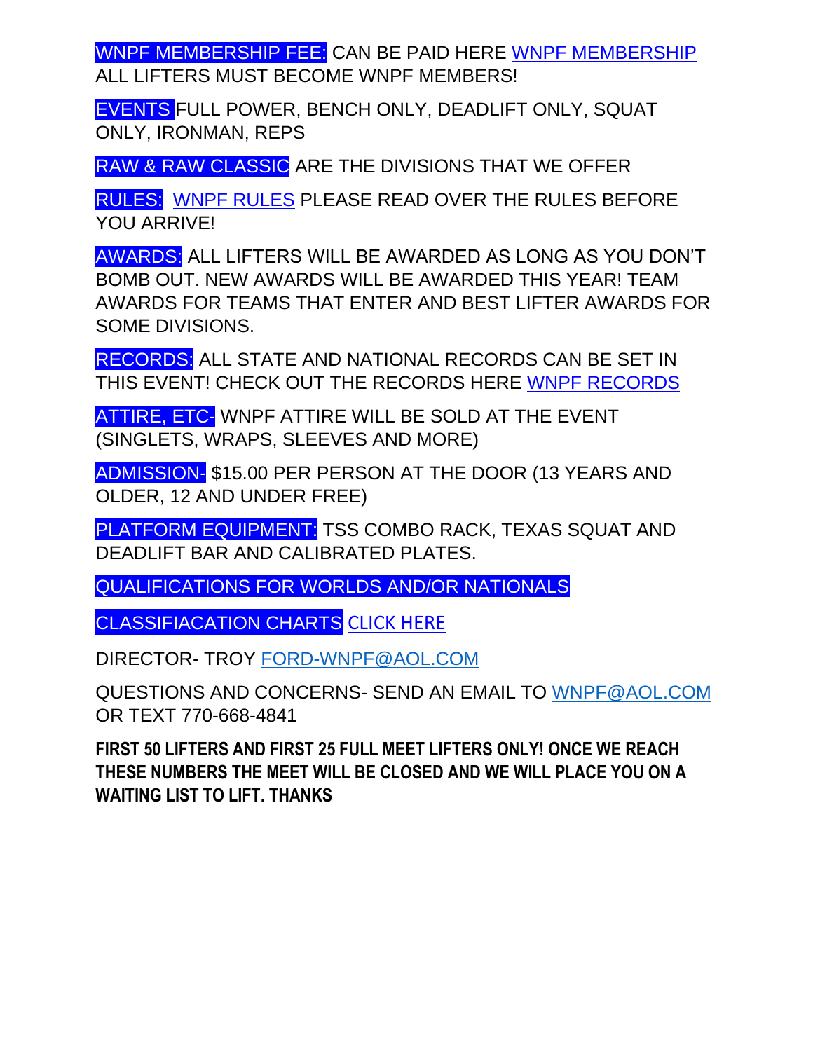**WNPF MEMBERSHIP FEE:** CAN BE PAID HERE WNPF MEMBERSHIP
ALL LIFTERS MUST BECOME WNPF MEMBERS!

**EVENTS** FULL POWER, BENCH ONLY, DEADLIFT ONLY, SQUAT ONLY, IRONMAN, REPS

**RAW & RAW CLASSIC** ARE THE DIVISIONS THAT WE OFFER

**RULES:** WNPF RULES PLEASE READ OVER THE RULES BEFORE YOU ARRIVE!

**AWARDS:** ALL LIFTERS WILL BE AWARDED AS LONG AS YOU DON'T BOMB OUT. NEW AWARDS WILL BE AWARDED THIS YEAR! TEAM AWARDS FOR TEAMS THAT ENTER AND BEST LIFTER AWARDS FOR SOME DIVISIONS.

**RECORDS:** ALL STATE AND NATIONAL RECORDS CAN BE SET IN THIS EVENT! CHECK OUT THE RECORDS HERE WNPF RECORDS

**ATTIRE, ETC-** WNPF ATTIRE WILL BE SOLD AT THE EVENT (SINGLETS, WRAPS, SLEEVES AND MORE)

**ADMISSION-** $15.00 PER PERSON AT THE DOOR (13 YEARS AND OLDER, 12 AND UNDER FREE)

**PLATFORM EQUIPMENT:** TSS COMBO RACK, TEXAS SQUAT AND DEADLIFT BAR AND CALIBRATED PLATES.

**QUALIFICATIONS FOR WORLDS AND/OR NATIONALS**

**CLASSIFIACATION CHARTS** CLICK HERE

DIRECTOR- TROY FORD-WNPF@AOL.COM

QUESTIONS AND CONCERNS- SEND AN EMAIL TO WNPF@AOL.COM OR TEXT 770-668-4841

**FIRST 50 LIFTERS AND FIRST 25 FULL MEET LIFTERS ONLY! ONCE WE REACH THESE NUMBERS THE MEET WILL BE CLOSED AND WE WILL PLACE YOU ON A WAITING LIST TO LIFT. THANKS**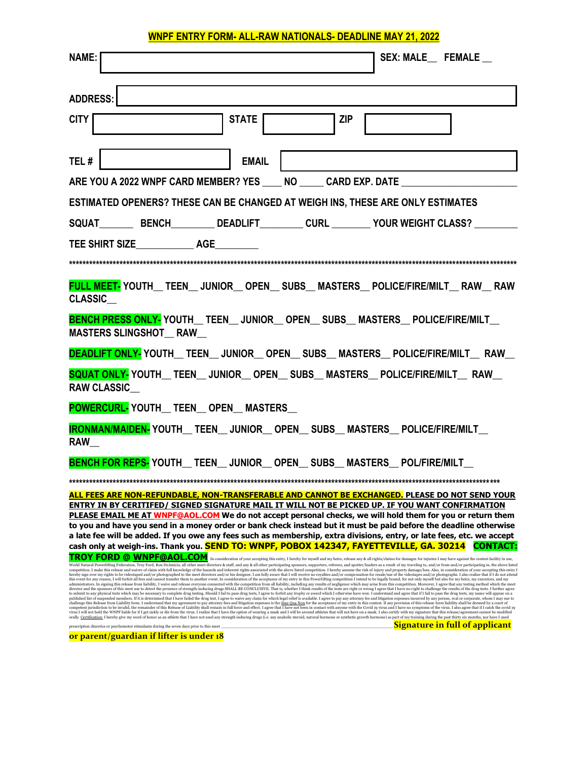# WNPF ENTRY FORM- ALL-RAW NATIONALS- DEADLINE MAY 21, 2022

NAME: ______________________ SEX: MALE__ FEMALE __

ADDRESS: ______________________

CITY ____________ STATE ____________ ZIP ____________

TEL # ____________ EMAIL ____________

ARE YOU A 2022 WNPF CARD MEMBER? YES ____ NO ____ CARD EXP. DATE ______________

ESTIMATED OPENERS? THESE CAN BE CHANGED AT WEIGH INS, THESE ARE ONLY ESTIMATES

SQUAT_______ BENCH________ DEADLIFT________ CURL _______ YOUR WEIGHT CLASS? ________

TEE SHIRT SIZE___________ AGE________

*****************************************************************************************************************************

**FULL MEET-** YOUTH__ TEEN__ JUNIOR__ OPEN__ SUBS__ MASTERS__ POLICE/FIRE/MILT__ RAW__ RAW CLASSIC__

**BENCH PRESS ONLY-** YOUTH__ TEEN__ JUNIOR__ OPEN__ SUBS__ MASTERS__ POLICE/FIRE/MILT__ MASTERS SLINGSHOT__ RAW__

**DEADLIFT ONLY-** YOUTH__ TEEN__ JUNIOR__ OPEN__ SUBS__ MASTERS__ POLICE/FIRE/MILT__ RAW__

**SQUAT ONLY-** YOUTH__ TEEN__ JUNIOR__ OPEN__ SUBS__ MASTERS__ POLICE/FIRE/MILT__ RAW__ RAW CLASSIC__

**POWERCURL-** YOUTH__ TEEN__ OPEN__ MASTERS__

**IRONMAN/MAIDEN-** YOUTH__ TEEN__ JUNIOR__ OPEN__ SUBS__ MASTERS__ POLICE/FIRE/MILT__ RAW__

**BENCH FOR REPS-** YOUTH__ TEEN__ JUNIOR__ OPEN__ SUBS__ MASTERS__ POL/FIRE/MILT__

*****************************************************************************************************************************

**ALL FEES ARE NON-REFUNDABLE, NON-TRANSFERABLE AND CANNOT BE EXCHANGED. PLEASE DO NOT SEND YOUR ENTRY IN BY CERITIFED/ SIGNED SIGNATURE MAIL IT WILL NOT BE PICKED UP. IF YOU WANT CONFIRMATION PLEASE EMAIL ME AT WNPF@AOL.COM We do not accept personal checks, we will hold them for you or return them to you and have you send in a money order or bank check instead but it must be paid before the deadline otherwise a late fee will be added. If you owe any fees such as membership, extra divisions, entry, or late fees, etc. we accept cash only at weigh-ins. Thank you. SEND TO: WNPF, POBOX 142347, FAYETTEVILLE, GA. 30214 CONTACT: TROY FORD @ WNPF@AOL.COM**

In consideration of your accepting this entry, I hereby for myself and my heirs, release any & all rights/claims for damages for injuries I may have against the contest facility in use, World Natural Powerlifting Federation, Troy Ford, Ron DeAmicis, all other meet directors & staff, and any & all other participating sponsors, supporters, referees, and spotter/loaders as a result of my traveling to, and/or from and/or participating in, the above listed competition. I make this release and waiver of claim with full knowledge of the hazards and inherent rights associated with the above listed competition. I hereby assume the risk of injury and property damage/loss. Also, in consideration of your accepting this entry I hereby sign over my rights to be videotaped and/or photographed to the meet directors and/or his designee. I am fully aware that I will receive no royalties and/or compensation for resale/use of the videotapes and/or photographs. I also realize that if I do not attend this event for any reason, I will forfeit all fees and cannot transfer them to another event. In consideration of the acceptance of my entry in this Powerlifting competition I intend to be legally bound, for not only myself but also for my heirs, my executors, and my administrators. In signing this release from liability, I waive and release everyone connected with the competition from all liability, including any results of negligence which may arise from this competition. Moreover, I agree that any testing method which the meet director and the sponsors of this meet use to detect the presence of strength-inducing drugs SHALL BE CONCLUSIVE. That is, whether I think results of the tests are right or wrong I agree that I have no right to challenge the results of the drug tests. I further agree to submit to any physical tests which may be necessary to complete drug testing. Should I fail to pass drug tests, I agree to forfeit any trophy or award which I otherwise have won. I understand and agree that if I fail to pass the drug tests, my name will appear on a published list of suspended members. If it is determined that I have failed the drug test, I agree to waive any claim for which legal relief is available. I agree to pay any attorney fee and litigation expenses incurred by any person, real or corporate, whom I may sue to challenge this Release from Liability form. I understand that my agreement to pay attorney fees and litigation expenses is the Sine Qua Non for the acceptance of my entry in this contest. If any provision of this release form liability shall be deemed by a court of competent jurisdiction to be invalid, the remainder of this Release of Liability shall remain in full force and effect. I agree that I have not been in contact with anyone with the Covid 19 virus and I have no symptoms of the virus. I also agree that if I catch the covid 19 virus I will not hold the WNPF liable for if I get sickly or die from the virus. I realize that I have the option of wearing a mask and I will be around athletes that will not have on a mask. I also certify with my signature that this release/agreement cannot be modified orally. Certification: I hereby give my word of honor as an athlete that I have not used any strength inducing drugs (i.e. any anabolic steroid, natural hormone or synthetic growth hormone) as part of my training during the past thirty six months, nor have I used prescription diuretics or psychomotor stimulants during the seven days prior to this meet ______________________ **Signature in full of applicant or parent/guardian if lifter is under 18**